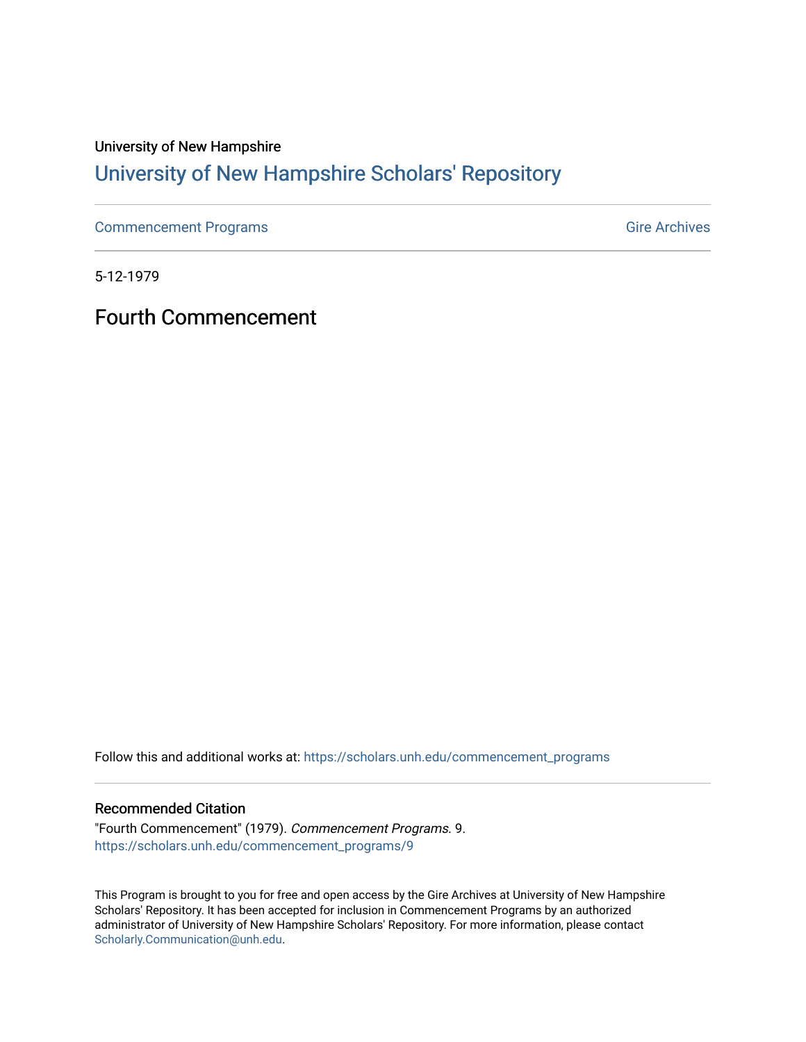University of New Hampshire

# University of New Hampshire Scholars' Repository

Commencement Programs | Gire Archives

5-12-1979

## Fourth Commencement

Follow this and additional works at: https://scholars.unh.edu/commencement_programs

### Recommended Citation

"Fourth Commencement" (1979). *Commencement Programs*. 9.
https://scholars.unh.edu/commencement_programs/9

This Program is brought to you for free and open access by the Gire Archives at University of New Hampshire Scholars' Repository. It has been accepted for inclusion in Commencement Programs by an authorized administrator of University of New Hampshire Scholars' Repository. For more information, please contact Scholarly.Communication@unh.edu.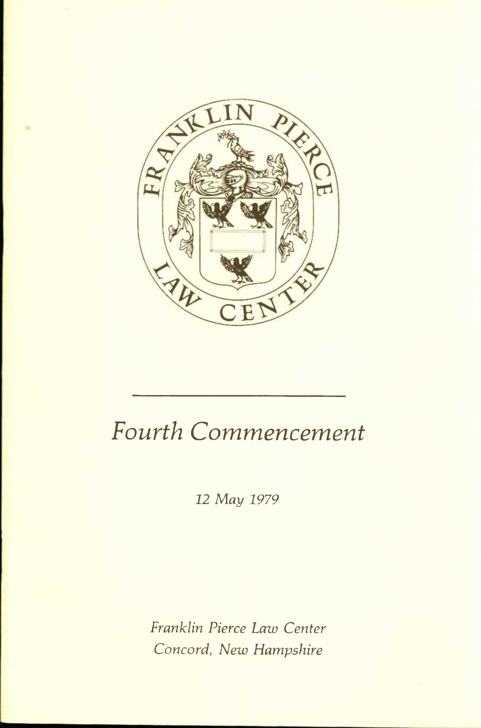FRANKLIN PIERCE LAW CENTER

# Fourth Commencement

*12 May 1979*

*Franklin Pierce Law Center*
*Concord, New Hampshire*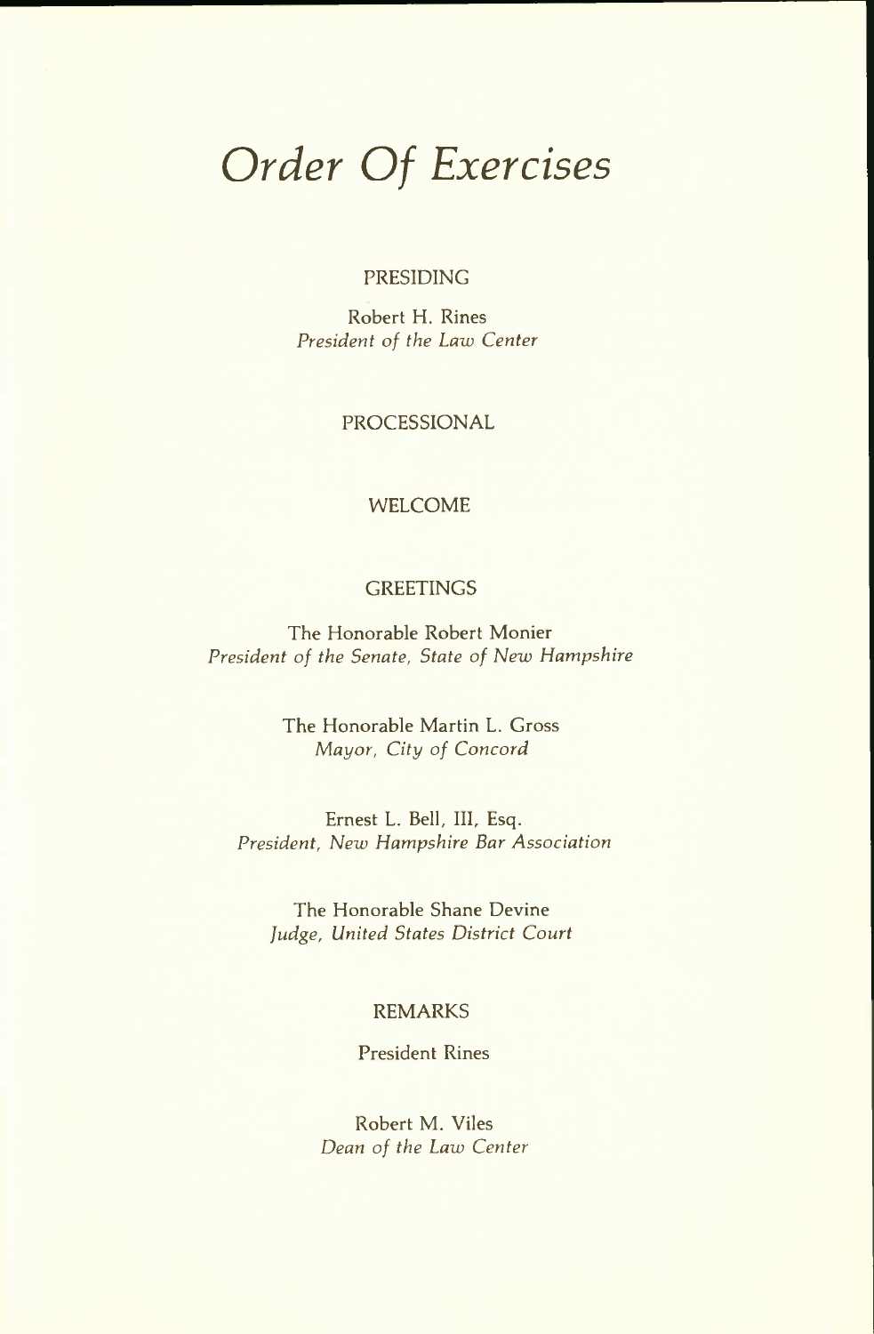# *Order Of Exercises*

PRESIDING

Robert H. Rines
*President of the Law Center*

PROCESSIONAL

WELCOME

GREETINGS

The Honorable Robert Monier
*President of the Senate, State of New Hampshire*

The Honorable Martin L. Gross
*Mayor, City of Concord*

Ernest L. Bell, III, Esq.
*President, New Hampshire Bar Association*

The Honorable Shane Devine
*Judge, United States District Court*

REMARKS

President Rines

Robert M. Viles
*Dean of the Law Center*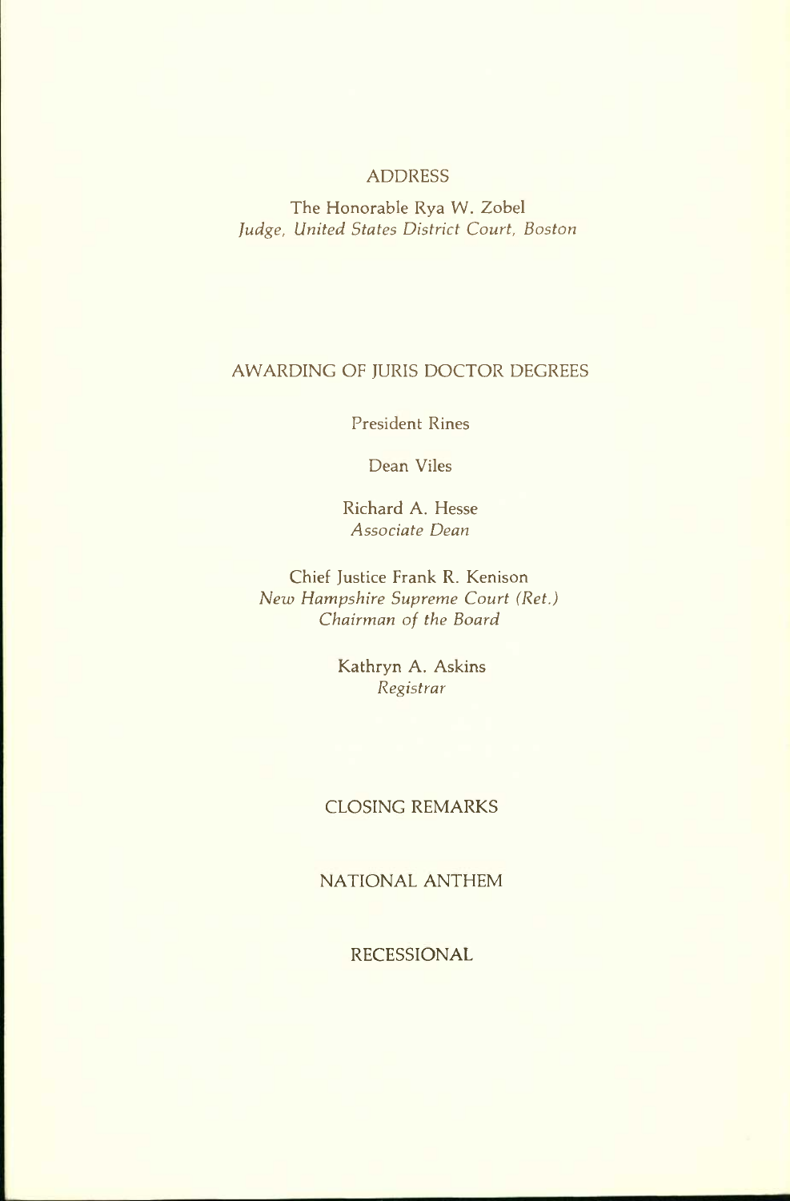## ADDRESS

The Honorable Rya W. Zobel
*Judge, United States District Court, Boston*

## AWARDING OF JURIS DOCTOR DEGREES

President Rines

Dean Viles

Richard A. Hesse
*Associate Dean*

Chief Justice Frank R. Kenison
*New Hampshire Supreme Court (Ret.)*
*Chairman of the Board*

Kathryn A. Askins
*Registrar*

## CLOSING REMARKS

## NATIONAL ANTHEM

## RECESSIONAL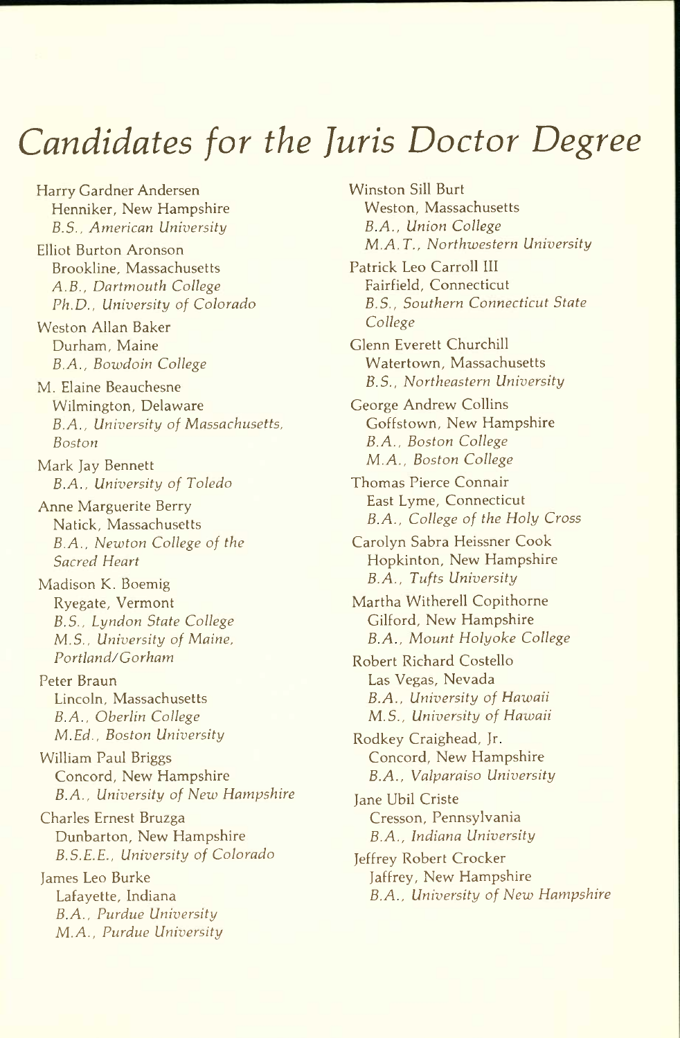# Candidates for the Juris Doctor Degree

Harry Gardner Andersen
Henniker, New Hampshire
*B.S., American University*

Elliot Burton Aronson
Brookline, Massachusetts
*A.B., Dartmouth College*
*Ph.D., University of Colorado*

Weston Allan Baker
Durham, Maine
*B.A., Bowdoin College*

M. Elaine Beauchesne
Wilmington, Delaware
*B.A., University of Massachusetts, Boston*

Mark Jay Bennett
*B.A., University of Toledo*

Anne Marguerite Berry
Natick, Massachusetts
*B.A., Newton College of the Sacred Heart*

Madison K. Boemig
Ryegate, Vermont
*B.S., Lyndon State College*
*M.S., University of Maine, Portland/Gorham*

Peter Braun
Lincoln, Massachusetts
*B.A., Oberlin College*
*M.Ed., Boston University*

William Paul Briggs
Concord, New Hampshire
*B.A., University of New Hampshire*

Charles Ernest Bruzga
Dunbarton, New Hampshire
*B.S.E.E., University of Colorado*

James Leo Burke
Lafayette, Indiana
*B.A., Purdue University*
*M.A., Purdue University*

Winston Sill Burt
Weston, Massachusetts
*B.A., Union College*
*M.A.T., Northwestern University*

Patrick Leo Carroll III
Fairfield, Connecticut
*B.S., Southern Connecticut State College*

Glenn Everett Churchill
Watertown, Massachusetts
*B.S., Northeastern University*

George Andrew Collins
Goffstown, New Hampshire
*B.A., Boston College*
*M.A., Boston College*

Thomas Pierce Connair
East Lyme, Connecticut
*B.A., College of the Holy Cross*

Carolyn Sabra Heissner Cook
Hopkinton, New Hampshire
*B.A., Tufts University*

Martha Witherell Copithorne
Gilford, New Hampshire
*B.A., Mount Holyoke College*

Robert Richard Costello
Las Vegas, Nevada
*B.A., University of Hawaii*
*M.S., University of Hawaii*

Rodkey Craighead, Jr.
Concord, New Hampshire
*B.A., Valparaiso University*

Jane Ubil Criste
Cresson, Pennsylvania
*B.A., Indiana University*

Jeffrey Robert Crocker
Jaffrey, New Hampshire
*B.A., University of New Hampshire*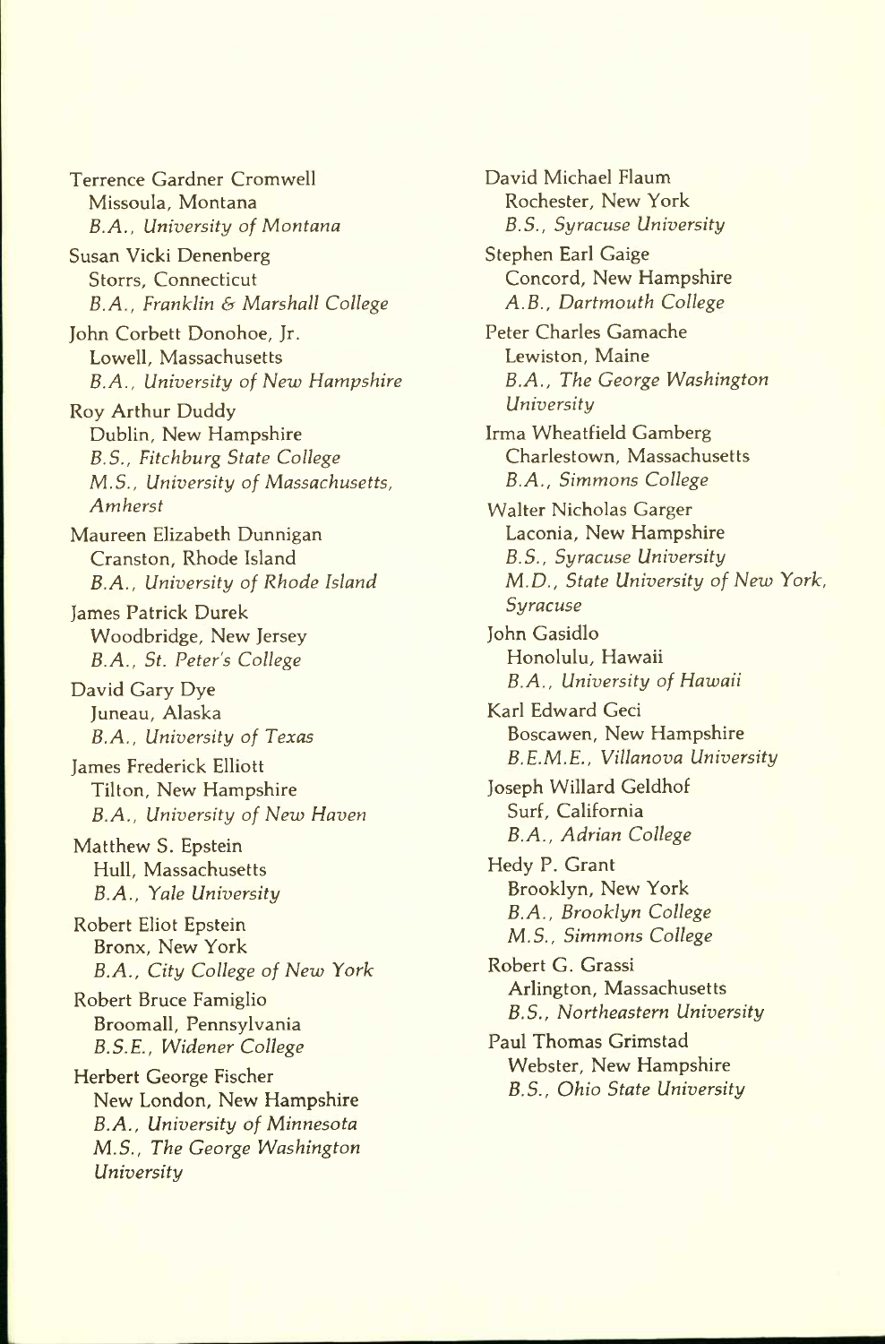Terrence Gardner Cromwell
Missoula, Montana
*B.A., University of Montana*

Susan Vicki Denenberg
Storrs, Connecticut
*B.A., Franklin & Marshall College*

John Corbett Donohoe, Jr.
Lowell, Massachusetts
*B.A., University of New Hampshire*

Roy Arthur Duddy
Dublin, New Hampshire
*B.S., Fitchburg State College*
*M.S., University of Massachusetts, Amherst*

Maureen Elizabeth Dunnigan
Cranston, Rhode Island
*B.A., University of Rhode Island*

James Patrick Durek
Woodbridge, New Jersey
*B.A., St. Peter's College*

David Gary Dye
Juneau, Alaska
*B.A., University of Texas*

James Frederick Elliott
Tilton, New Hampshire
*B.A., University of New Haven*

Matthew S. Epstein
Hull, Massachusetts
*B.A., Yale University*

Robert Eliot Epstein
Bronx, New York
*B.A., City College of New York*

Robert Bruce Famiglio
Broomall, Pennsylvania
*B.S.E., Widener College*

Herbert George Fischer
New London, New Hampshire
*B.A., University of Minnesota*
*M.S., The George Washington University*

David Michael Flaum
Rochester, New York
*B.S., Syracuse University*

Stephen Earl Gaige
Concord, New Hampshire
*A.B., Dartmouth College*

Peter Charles Gamache
Lewiston, Maine
*B.A., The George Washington University*

Irma Wheatfield Gamberg
Charlestown, Massachusetts
*B.A., Simmons College*

Walter Nicholas Garger
Laconia, New Hampshire
*B.S., Syracuse University*
*M.D., State University of New York, Syracuse*

John Gasidlo
Honolulu, Hawaii
*B.A., University of Hawaii*

Karl Edward Geci
Boscawen, New Hampshire
*B.E.M.E., Villanova University*

Joseph Willard Geldhof
Surf, California
*B.A., Adrian College*

Hedy P. Grant
Brooklyn, New York
*B.A., Brooklyn College*
*M.S., Simmons College*

Robert G. Grassi
Arlington, Massachusetts
*B.S., Northeastern University*

Paul Thomas Grimstad
Webster, New Hampshire
*B.S., Ohio State University*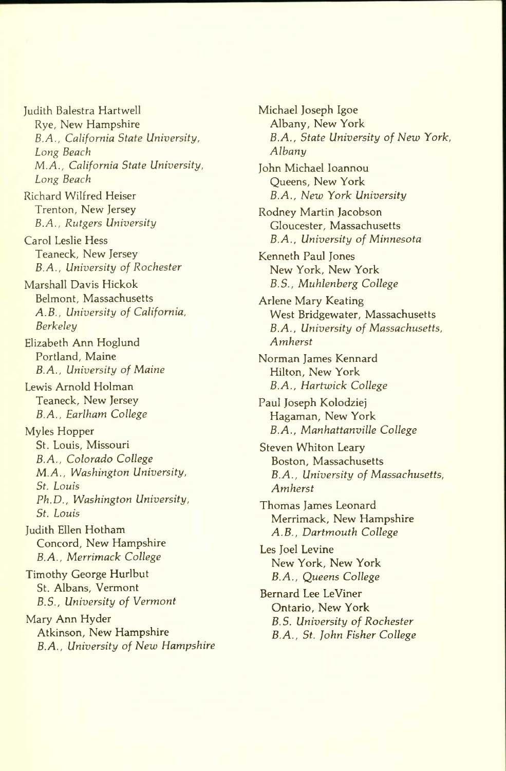Judith Balestra Hartwell
Rye, New Hampshire
*B.A., California State University, Long Beach*
*M.A., California State University, Long Beach*

Richard Wilfred Heiser
Trenton, New Jersey
*B.A., Rutgers University*

Carol Leslie Hess
Teaneck, New Jersey
*B.A., University of Rochester*

Marshall Davis Hickok
Belmont, Massachusetts
*A.B., University of California, Berkeley*

Elizabeth Ann Hoglund
Portland, Maine
*B.A., University of Maine*

Lewis Arnold Holman
Teaneck, New Jersey
*B.A., Earlham College*

Myles Hopper
St. Louis, Missouri
*B.A., Colorado College*
*M.A., Washington University, St. Louis*
*Ph.D., Washington University, St. Louis*

Judith Ellen Hotham
Concord, New Hampshire
*B.A., Merrimack College*

Timothy George Hurlbut
St. Albans, Vermont
*B.S., University of Vermont*

Mary Ann Hyder
Atkinson, New Hampshire
*B.A., University of New Hampshire*

Michael Joseph Igoe
Albany, New York
*B.A., State University of New York, Albany*

John Michael Ioannou
Queens, New York
*B.A., New York University*

Rodney Martin Jacobson
Gloucester, Massachusetts
*B.A., University of Minnesota*

Kenneth Paul Jones
New York, New York
*B.S., Muhlenberg College*

Arlene Mary Keating
West Bridgewater, Massachusetts
*B.A., University of Massachusetts, Amherst*

Norman James Kennard
Hilton, New York
*B.A., Hartwick College*

Paul Joseph Kolodziej
Hagaman, New York
*B.A., Manhattanville College*

Steven Whiton Leary
Boston, Massachusetts
*B.A., University of Massachusetts, Amherst*

Thomas James Leonard
Merrimack, New Hampshire
*A.B., Dartmouth College*

Les Joel Levine
New York, New York
*B.A., Queens College*

Bernard Lee LeViner
Ontario, New York
*B.S. University of Rochester*
*B.A., St. John Fisher College*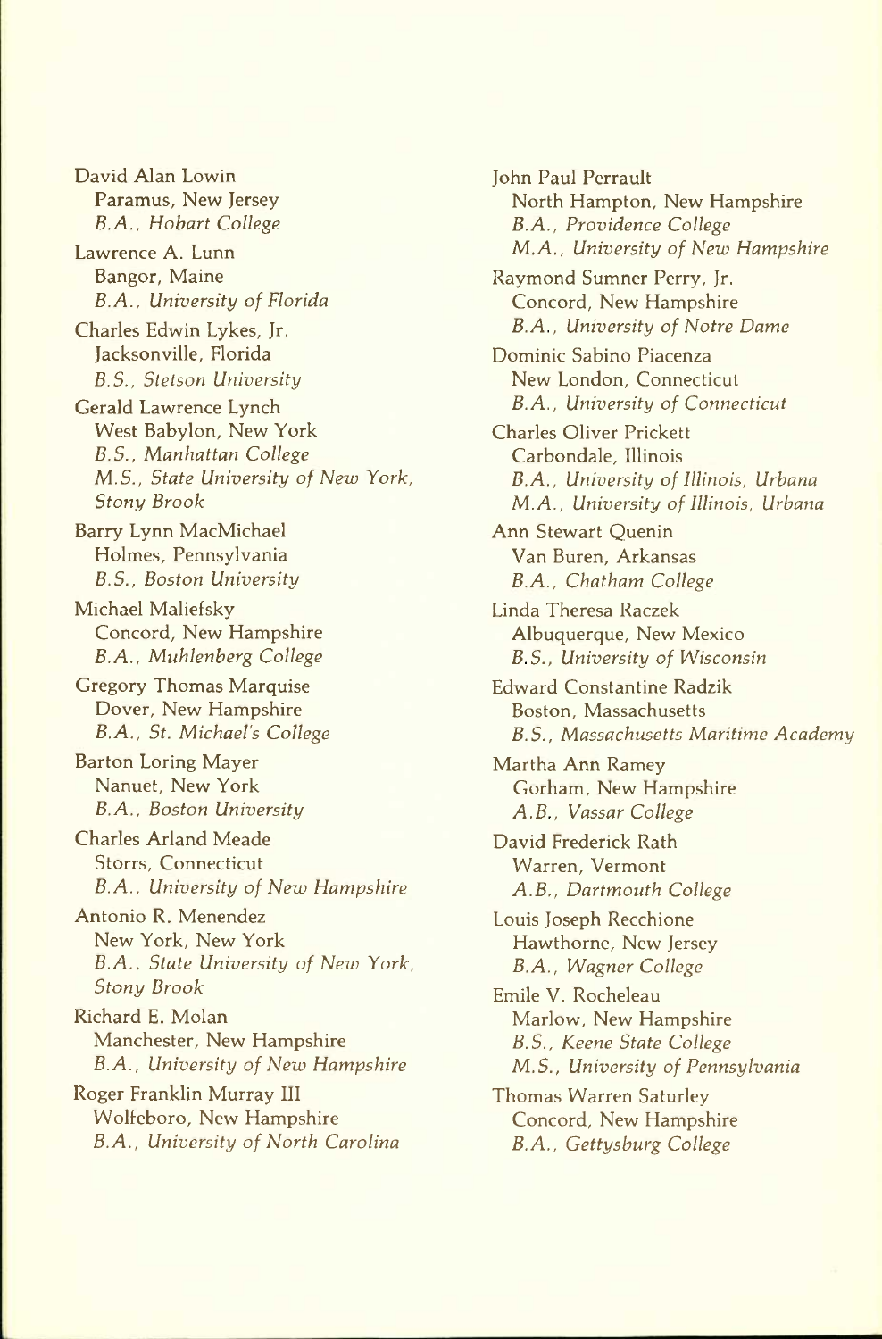David Alan Lowin
Paramus, New Jersey
*B.A., Hobart College*

Lawrence A. Lunn
Bangor, Maine
*B.A., University of Florida*

Charles Edwin Lykes, Jr.
Jacksonville, Florida
*B.S., Stetson University*

Gerald Lawrence Lynch
West Babylon, New York
*B.S., Manhattan College*
*M.S., State University of New York, Stony Brook*

Barry Lynn MacMichael
Holmes, Pennsylvania
*B.S., Boston University*

Michael Maliefsky
Concord, New Hampshire
*B.A., Muhlenberg College*

Gregory Thomas Marquise
Dover, New Hampshire
*B.A., St. Michael's College*

Barton Loring Mayer
Nanuet, New York
*B.A., Boston University*

Charles Arland Meade
Storrs, Connecticut
*B.A., University of New Hampshire*

Antonio R. Menendez
New York, New York
*B.A., State University of New York, Stony Brook*

Richard E. Molan
Manchester, New Hampshire
*B.A., University of New Hampshire*

Roger Franklin Murray III
Wolfeboro, New Hampshire
*B.A., University of North Carolina*

John Paul Perrault
North Hampton, New Hampshire
*B.A., Providence College*
*M.A., University of New Hampshire*

Raymond Sumner Perry, Jr.
Concord, New Hampshire
*B.A., University of Notre Dame*

Dominic Sabino Piacenza
New London, Connecticut
*B.A., University of Connecticut*

Charles Oliver Prickett
Carbondale, Illinois
*B.A., University of Illinois, Urbana*
*M.A., University of Illinois, Urbana*

Ann Stewart Quenin
Van Buren, Arkansas
*B.A., Chatham College*

Linda Theresa Raczek
Albuquerque, New Mexico
*B.S., University of Wisconsin*

Edward Constantine Radzik
Boston, Massachusetts
*B.S., Massachusetts Maritime Academy*

Martha Ann Ramey
Gorham, New Hampshire
*A.B., Vassar College*

David Frederick Rath
Warren, Vermont
*A.B., Dartmouth College*

Louis Joseph Recchione
Hawthorne, New Jersey
*B.A., Wagner College*

Emile V. Rocheleau
Marlow, New Hampshire
*B.S., Keene State College*
*M.S., University of Pennsylvania*

Thomas Warren Saturley
Concord, New Hampshire
*B.A., Gettysburg College*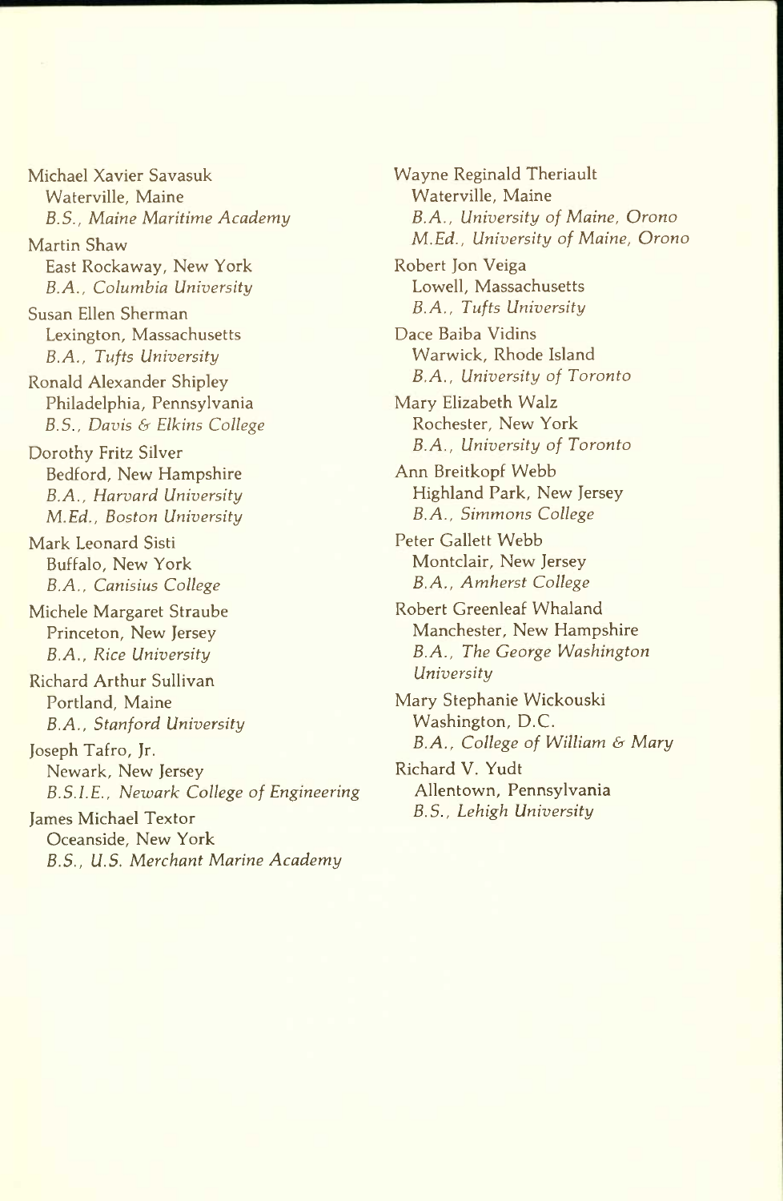Michael Xavier Savasuk
Waterville, Maine
*B.S., Maine Maritime Academy*

Martin Shaw
East Rockaway, New York
*B.A., Columbia University*

Susan Ellen Sherman
Lexington, Massachusetts
*B.A., Tufts University*

Ronald Alexander Shipley
Philadelphia, Pennsylvania
*B.S., Davis & Elkins College*

Dorothy Fritz Silver
Bedford, New Hampshire
*B.A., Harvard University*
*M.Ed., Boston University*

Mark Leonard Sisti
Buffalo, New York
*B.A., Canisius College*

Michele Margaret Straube
Princeton, New Jersey
*B.A., Rice University*

Richard Arthur Sullivan
Portland, Maine
*B.A., Stanford University*

Joseph Tafro, Jr.
Newark, New Jersey
*B.S.I.E., Newark College of Engineering*

James Michael Textor
Oceanside, New York
*B.S., U.S. Merchant Marine Academy*

Wayne Reginald Theriault
Waterville, Maine
*B.A., University of Maine, Orono*
*M.Ed., University of Maine, Orono*

Robert Jon Veiga
Lowell, Massachusetts
*B.A., Tufts University*

Dace Baiba Vidins
Warwick, Rhode Island
*B.A., University of Toronto*

Mary Elizabeth Walz
Rochester, New York
*B.A., University of Toronto*

Ann Breitkopf Webb
Highland Park, New Jersey
*B.A., Simmons College*

Peter Gallett Webb
Montclair, New Jersey
*B.A., Amherst College*

Robert Greenleaf Whaland
Manchester, New Hampshire
*B.A., The George Washington University*

Mary Stephanie Wickouski
Washington, D.C.
*B.A., College of William & Mary*

Richard V. Yudt
Allentown, Pennsylvania
*B.S., Lehigh University*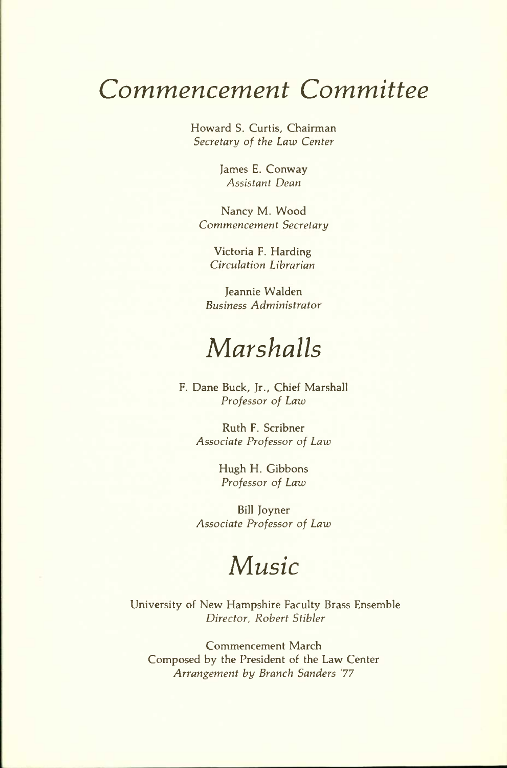# *Commencement Committee*

Howard S. Curtis, Chairman
*Secretary of the Law Center*

James E. Conway
*Assistant Dean*

Nancy M. Wood
*Commencement Secretary*

Victoria F. Harding
*Circulation Librarian*

Jeannie Walden
*Business Administrator*

# *Marshalls*

F. Dane Buck, Jr., Chief Marshall
*Professor of Law*

Ruth F. Scribner
*Associate Professor of Law*

Hugh H. Gibbons
*Professor of Law*

Bill Joyner
*Associate Professor of Law*

# *Music*

University of New Hampshire Faculty Brass Ensemble
*Director, Robert Stibler*

Commencement March
Composed by the President of the Law Center
*Arrangement by Branch Sanders '77*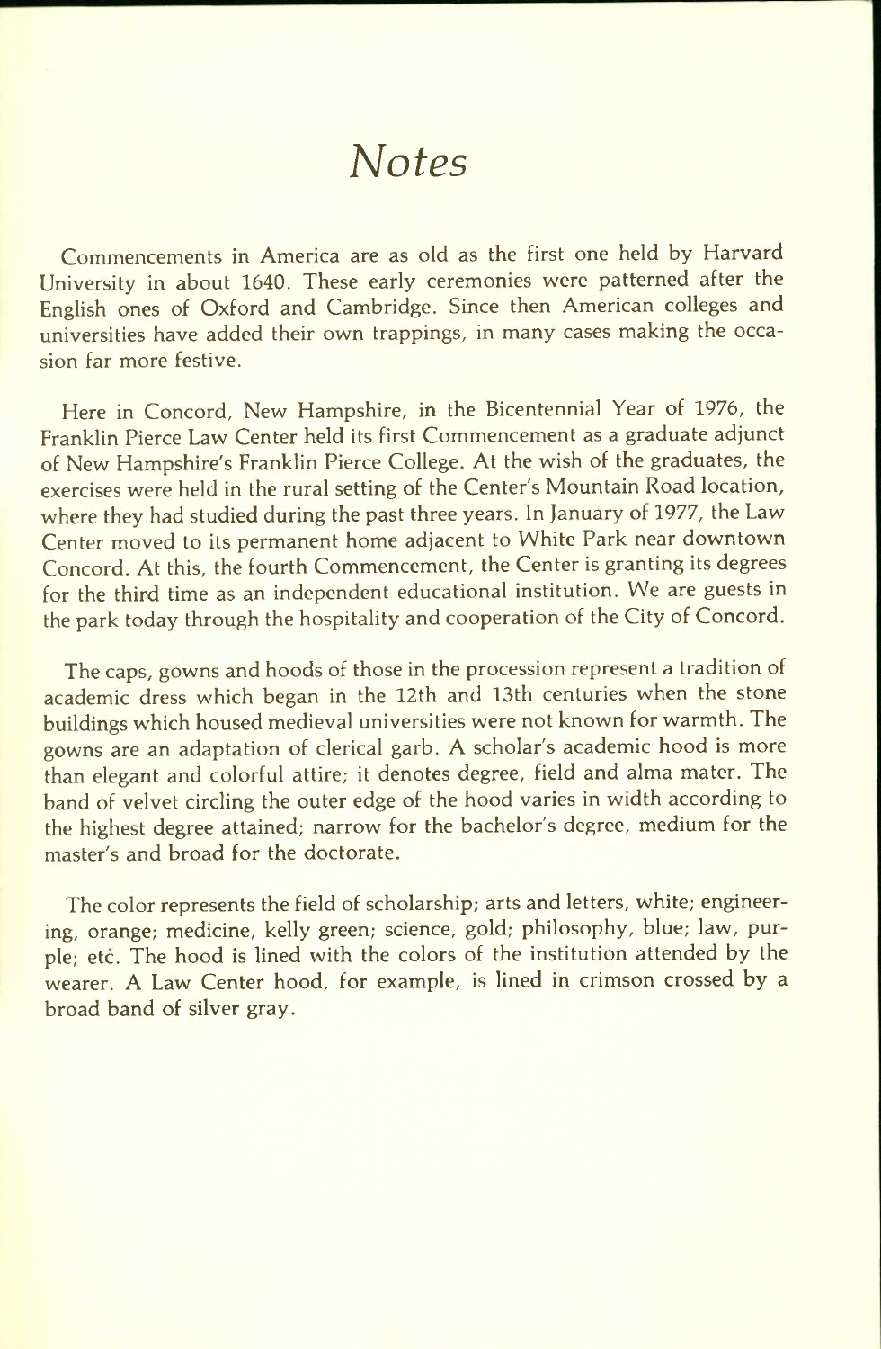# *Notes*

Commencements in America are as old as the first one held by Harvard University in about 1640. These early ceremonies were patterned after the English ones of Oxford and Cambridge. Since then American colleges and universities have added their own trappings, in many cases making the occasion far more festive.

Here in Concord, New Hampshire, in the Bicentennial Year of 1976, the Franklin Pierce Law Center held its first Commencement as a graduate adjunct of New Hampshire's Franklin Pierce College. At the wish of the graduates, the exercises were held in the rural setting of the Center's Mountain Road location, where they had studied during the past three years. In January of 1977, the Law Center moved to its permanent home adjacent to White Park near downtown Concord. At this, the fourth Commencement, the Center is granting its degrees for the third time as an independent educational institution. We are guests in the park today through the hospitality and cooperation of the City of Concord.

The caps, gowns and hoods of those in the procession represent a tradition of academic dress which began in the 12th and 13th centuries when the stone buildings which housed medieval universities were not known for warmth. The gowns are an adaptation of clerical garb. A scholar's academic hood is more than elegant and colorful attire; it denotes degree, field and alma mater. The band of velvet circling the outer edge of the hood varies in width according to the highest degree attained; narrow for the bachelor's degree, medium for the master's and broad for the doctorate.

The color represents the field of scholarship; arts and letters, white; engineering, orange; medicine, kelly green; science, gold; philosophy, blue; law, purple; etc. The hood is lined with the colors of the institution attended by the wearer. A Law Center hood, for example, is lined in crimson crossed by a broad band of silver gray.